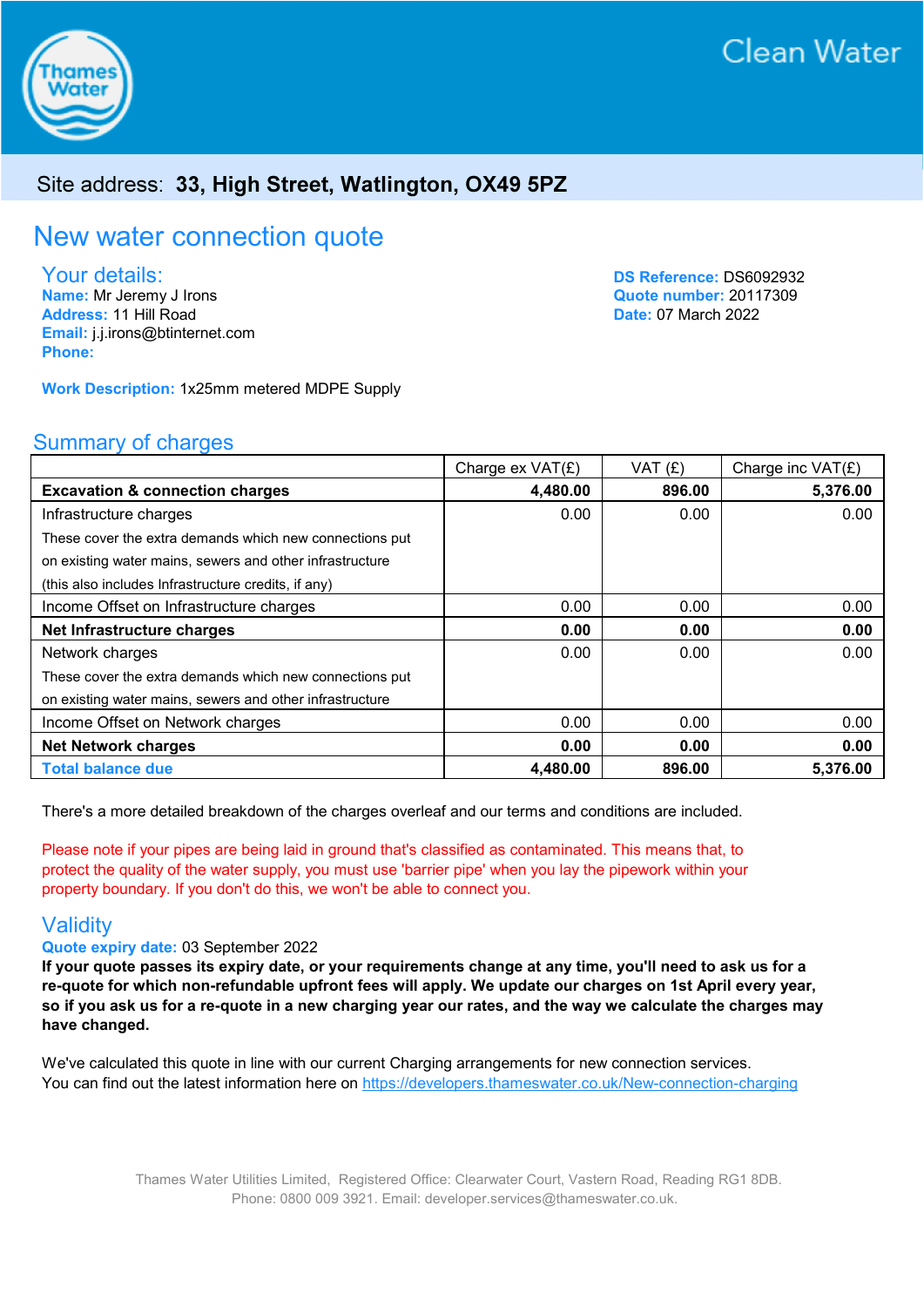Clean Water

Site address: **33, High Street, Watlington, OX49 5PZ**

# New water connection quote

## Your details:

**Name:** Mr Jeremy J Irons
**Address:** 11 Hill Road
**Email:** j.j.irons@btinternet.com
**Phone:**

**DS Reference:** DS6092932
**Quote number:** 20117309
**Date:** 07 March 2022

**Work Description:** 1x25mm metered MDPE Supply

## Summary of charges

| | Charge ex VAT(£) | VAT (£) | Charge inc VAT(£) |
|---|---|---|---|
| **Excavation & connection charges** | **4,480.00** | **896.00** | **5,376.00** |
| Infrastructure charges<br>These cover the extra demands which new connections put on existing water mains, sewers and other infrastructure (this also includes Infrastructure credits, if any) | 0.00 | 0.00 | 0.00 |
| Income Offset on Infrastructure charges | 0.00 | 0.00 | 0.00 |
| **Net Infrastructure charges** | **0.00** | **0.00** | **0.00** |
| Network charges<br>These cover the extra demands which new connections put on existing water mains, sewers and other infrastructure | 0.00 | 0.00 | 0.00 |
| Income Offset on Network charges | 0.00 | 0.00 | 0.00 |
| **Net Network charges** | **0.00** | **0.00** | **0.00** |
| **Total balance due** | **4,480.00** | **896.00** | **5,376.00** |

There's a more detailed breakdown of the charges overleaf and our terms and conditions are included.

Please note if your pipes are being laid in ground that's classified as contaminated. This means that, to protect the quality of the water supply, you must use 'barrier pipe' when you lay the pipework within your property boundary. If you don't do this, we won't be able to connect you.

## Validity

**Quote expiry date:** 03 September 2022

**If your quote passes its expiry date, or your requirements change at any time, you'll need to ask us for a re-quote for which non-refundable upfront fees will apply. We update our charges on 1st April every year, so if you ask us for a re-quote in a new charging year our rates, and the way we calculate the charges may have changed.**

We've calculated this quote in line with our current Charging arrangements for new connection services.
You can find out the latest information here on https://developers.thameswater.co.uk/New-connection-charging

Thames Water Utilities Limited, Registered Office: Clearwater Court, Vastern Road, Reading RG1 8DB.
Phone: 0800 009 3921. Email: developer.services@thameswater.co.uk.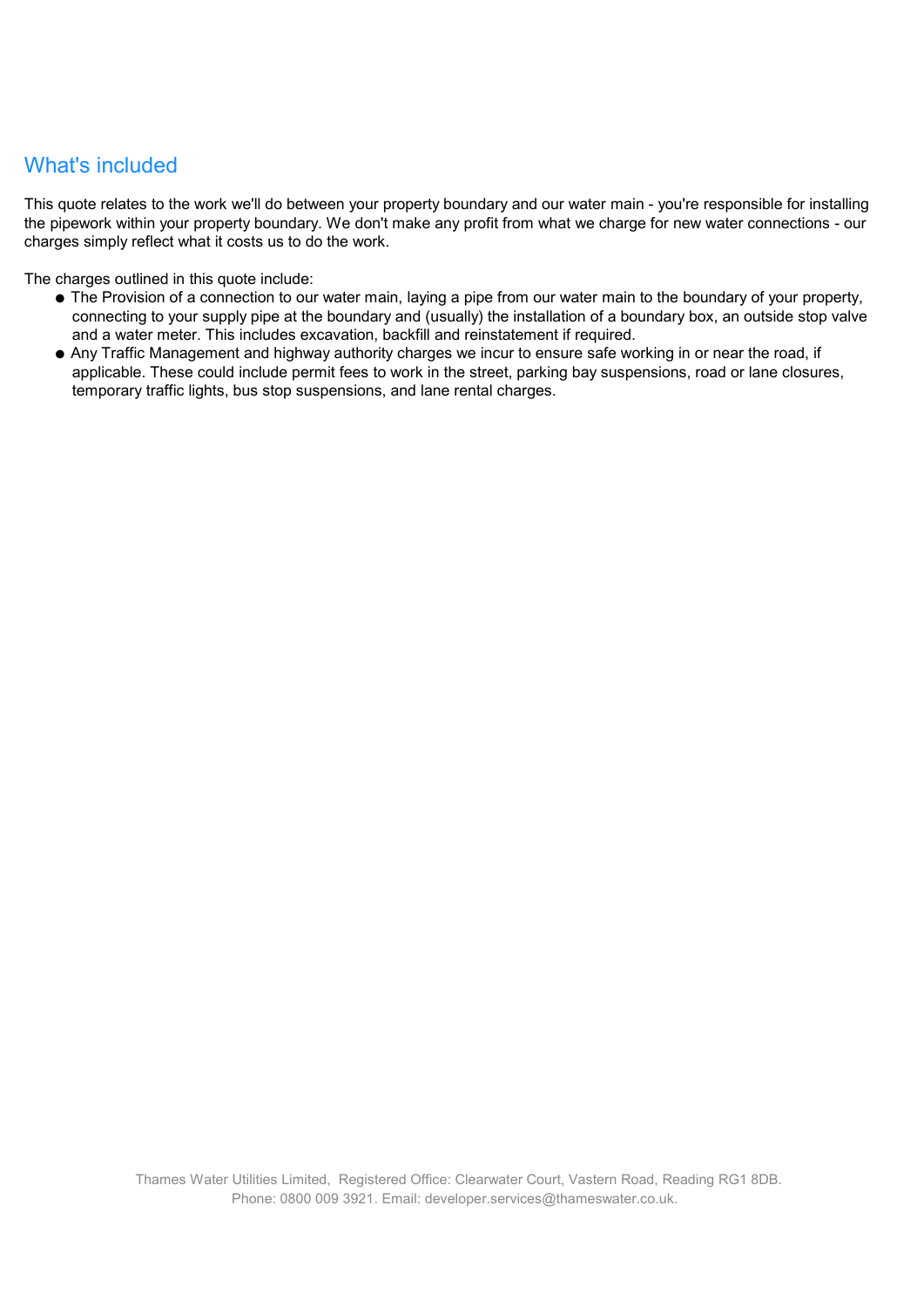## What's included

This quote relates to the work we'll do between your property boundary and our water main - you're responsible for installing the pipework within your property boundary. We don't make any profit from what we charge for new water connections - our charges simply reflect what it costs us to do the work.

The charges outlined in this quote include:

- The Provision of a connection to our water main, laying a pipe from our water main to the boundary of your property, connecting to your supply pipe at the boundary and (usually) the installation of a boundary box, an outside stop valve and a water meter. This includes excavation, backfill and reinstatement if required.
- Any Traffic Management and highway authority charges we incur to ensure safe working in or near the road, if applicable. These could include permit fees to work in the street, parking bay suspensions, road or lane closures, temporary traffic lights, bus stop suspensions, and lane rental charges.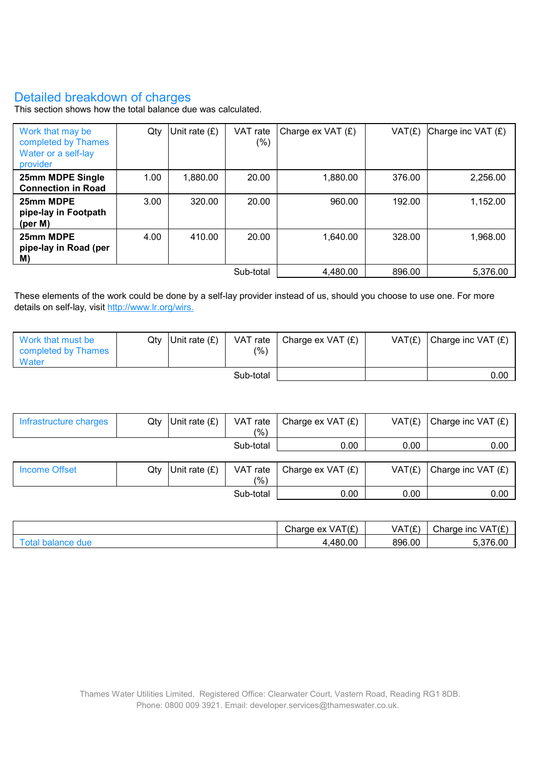## Detailed breakdown of charges

This section shows how the total balance due was calculated.

| Work that may be completed by Thames Water or a self-lay provider | Qty | Unit rate (£) | VAT rate (%) | Charge ex VAT (£) | VAT(£) | Charge inc VAT (£) |
|---|---|---|---|---|---|---|
| **25mm MDPE Single Connection in Road** | 1.00 | 1,880.00 | 20.00 | 1,880.00 | 376.00 | 2,256.00 |
| **25mm MDPE pipe-lay in Footpath (per M)** | 3.00 | 320.00 | 20.00 | 960.00 | 192.00 | 1,152.00 |
| **25mm MDPE pipe-lay in Road (per M)** | 4.00 | 410.00 | 20.00 | 1,640.00 | 328.00 | 1,968.00 |
| | | | Sub-total | 4,480.00 | 896.00 | 5,376.00 |

These elements of the work could be done by a self-lay provider instead of us, should you choose to use one. For more details on self-lay, visit http://www.lr.org/wirs.

| Work that must be completed by Thames Water | Qty | Unit rate (£) | VAT rate (%) | Charge ex VAT (£) | VAT(£) | Charge inc VAT (£) |
|---|---|---|---|---|---|---|
| | | | Sub-total | | | 0.00 |

| Infrastructure charges | Qty | Unit rate (£) | VAT rate (%) | Charge ex VAT (£) | VAT(£) | Charge inc VAT (£) |
|---|---|---|---|---|---|---|
| | | | Sub-total | 0.00 | 0.00 | 0.00 |

| Income Offset | Qty | Unit rate (£) | VAT rate (%) | Charge ex VAT (£) | VAT(£) | Charge inc VAT (£) |
|---|---|---|---|---|---|---|
| | | | Sub-total | 0.00 | 0.00 | 0.00 |

| | Charge ex VAT(£) | VAT(£) | Charge inc VAT(£) |
|---|---|---|---|
| Total balance due | 4,480.00 | 896.00 | 5,376.00 |

Thames Water Utilities Limited, Registered Office: Clearwater Court, Vastern Road, Reading RG1 8DB.
Phone: 0800 009 3921. Email: developer.services@thameswater.co.uk.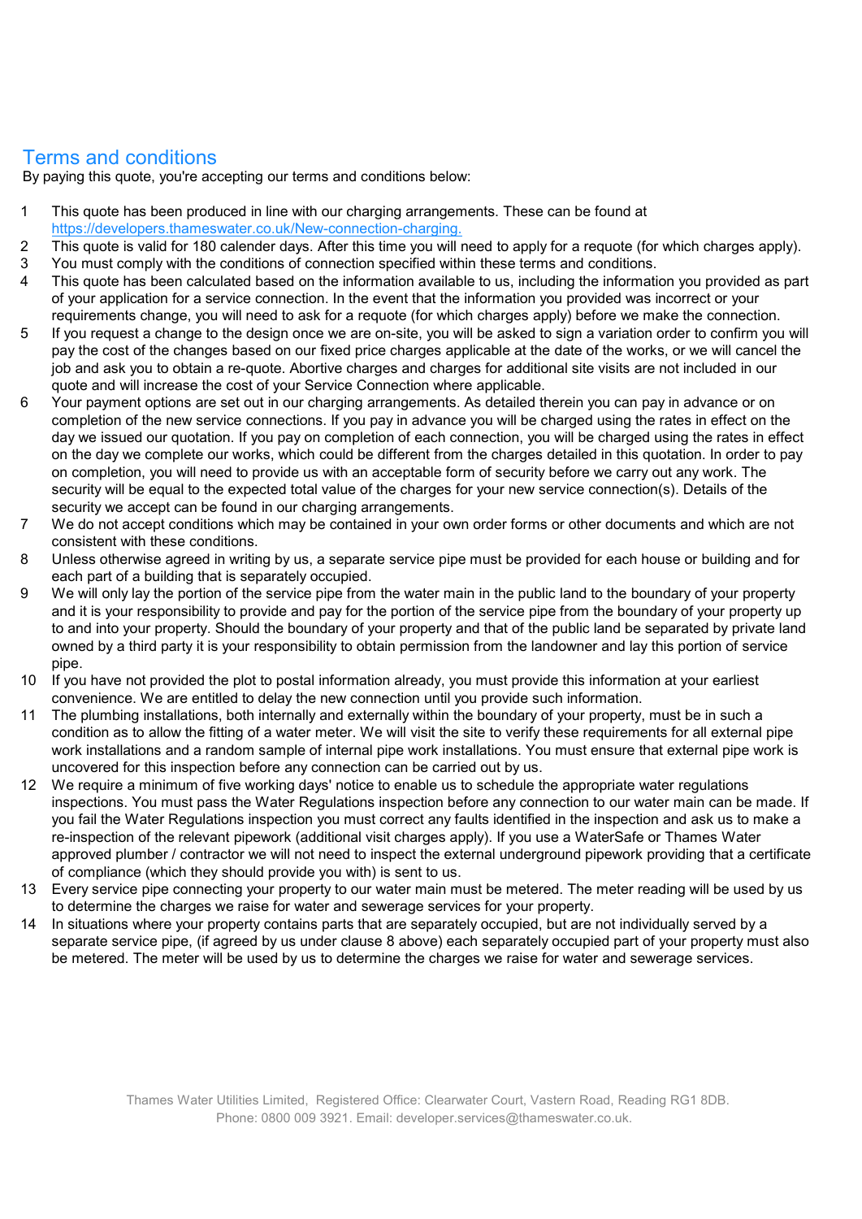## Terms and conditions

By paying this quote, you're accepting our terms and conditions below:

1. This quote has been produced in line with our charging arrangements. These can be found at [https://developers.thameswater.co.uk/New-connection-charging.](https://developers.thameswater.co.uk/New-connection-charging)
2. This quote is valid for 180 calender days. After this time you will need to apply for a requote (for which charges apply).
3. You must comply with the conditions of connection specified within these terms and conditions.
4. This quote has been calculated based on the information available to us, including the information you provided as part of your application for a service connection. In the event that the information you provided was incorrect or your requirements change, you will need to ask for a requote (for which charges apply) before we make the connection.
5. If you request a change to the design once we are on-site, you will be asked to sign a variation order to confirm you will pay the cost of the changes based on our fixed price charges applicable at the date of the works, or we will cancel the job and ask you to obtain a re-quote. Abortive charges and charges for additional site visits are not included in our quote and will increase the cost of your Service Connection where applicable.
6. Your payment options are set out in our charging arrangements. As detailed therein you can pay in advance or on completion of the new service connections. If you pay in advance you will be charged using the rates in effect on the day we issued our quotation. If you pay on completion of each connection, you will be charged using the rates in effect on the day we complete our works, which could be different from the charges detailed in this quotation. In order to pay on completion, you will need to provide us with an acceptable form of security before we carry out any work. The security will be equal to the expected total value of the charges for your new service connection(s). Details of the security we accept can be found in our charging arrangements.
7. We do not accept conditions which may be contained in your own order forms or other documents and which are not consistent with these conditions.
8. Unless otherwise agreed in writing by us, a separate service pipe must be provided for each house or building and for each part of a building that is separately occupied.
9. We will only lay the portion of the service pipe from the water main in the public land to the boundary of your property and it is your responsibility to provide and pay for the portion of the service pipe from the boundary of your property up to and into your property. Should the boundary of your property and that of the public land be separated by private land owned by a third party it is your responsibility to obtain permission from the landowner and lay this portion of service pipe.
10. If you have not provided the plot to postal information already, you must provide this information at your earliest convenience. We are entitled to delay the new connection until you provide such information.
11. The plumbing installations, both internally and externally within the boundary of your property, must be in such a condition as to allow the fitting of a water meter. We will visit the site to verify these requirements for all external pipe work installations and a random sample of internal pipe work installations. You must ensure that external pipe work is uncovered for this inspection before any connection can be carried out by us.
12. We require a minimum of five working days' notice to enable us to schedule the appropriate water regulations inspections. You must pass the Water Regulations inspection before any connection to our water main can be made. If you fail the Water Regulations inspection you must correct any faults identified in the inspection and ask us to make a re-inspection of the relevant pipework (additional visit charges apply). If you use a WaterSafe or Thames Water approved plumber / contractor we will not need to inspect the external underground pipework providing that a certificate of compliance (which they should provide you with) is sent to us.
13. Every service pipe connecting your property to our water main must be metered. The meter reading will be used by us to determine the charges we raise for water and sewerage services for your property.
14. In situations where your property contains parts that are separately occupied, but are not individually served by a separate service pipe, (if agreed by us under clause 8 above) each separately occupied part of your property must also be metered. The meter will be used by us to determine the charges we raise for water and sewerage services.

Thames Water Utilities Limited, Registered Office: Clearwater Court, Vastern Road, Reading RG1 8DB.
Phone: 0800 009 3921. Email: developer.services@thameswater.co.uk.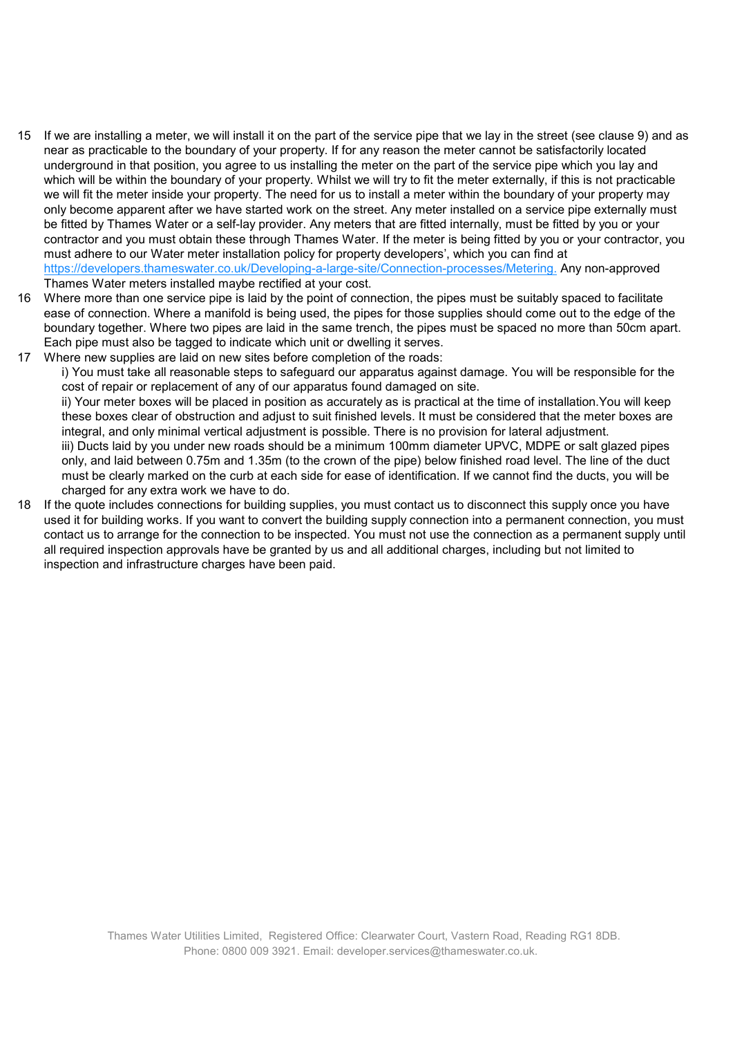15 If we are installing a meter, we will install it on the part of the service pipe that we lay in the street (see clause 9) and as near as practicable to the boundary of your property. If for any reason the meter cannot be satisfactorily located underground in that position, you agree to us installing the meter on the part of the service pipe which you lay and which will be within the boundary of your property. Whilst we will try to fit the meter externally, if this is not practicable we will fit the meter inside your property. The need for us to install a meter within the boundary of your property may only become apparent after we have started work on the street. Any meter installed on a service pipe externally must be fitted by Thames Water or a self-lay provider. Any meters that are fitted internally, must be fitted by you or your contractor and you must obtain these through Thames Water. If the meter is being fitted by you or your contractor, you must adhere to our Water meter installation policy for property developers', which you can find at https://developers.thameswater.co.uk/Developing-a-large-site/Connection-processes/Metering. Any non-approved Thames Water meters installed maybe rectified at your cost.

16 Where more than one service pipe is laid by the point of connection, the pipes must be suitably spaced to facilitate ease of connection. Where a manifold is being used, the pipes for those supplies should come out to the edge of the boundary together. Where two pipes are laid in the same trench, the pipes must be spaced no more than 50cm apart. Each pipe must also be tagged to indicate which unit or dwelling it serves.

17 Where new supplies are laid on new sites before completion of the roads:

i) You must take all reasonable steps to safeguard our apparatus against damage. You will be responsible for the cost of repair or replacement of any of our apparatus found damaged on site.

ii) Your meter boxes will be placed in position as accurately as is practical at the time of installation.You will keep these boxes clear of obstruction and adjust to suit finished levels. It must be considered that the meter boxes are integral, and only minimal vertical adjustment is possible. There is no provision for lateral adjustment.

iii) Ducts laid by you under new roads should be a minimum 100mm diameter UPVC, MDPE or salt glazed pipes only, and laid between 0.75m and 1.35m (to the crown of the pipe) below finished road level. The line of the duct must be clearly marked on the curb at each side for ease of identification. If we cannot find the ducts, you will be charged for any extra work we have to do.

18 If the quote includes connections for building supplies, you must contact us to disconnect this supply once you have used it for building works. If you want to convert the building supply connection into a permanent connection, you must contact us to arrange for the connection to be inspected. You must not use the connection as a permanent supply until all required inspection approvals have be granted by us and all additional charges, including but not limited to inspection and infrastructure charges have been paid.